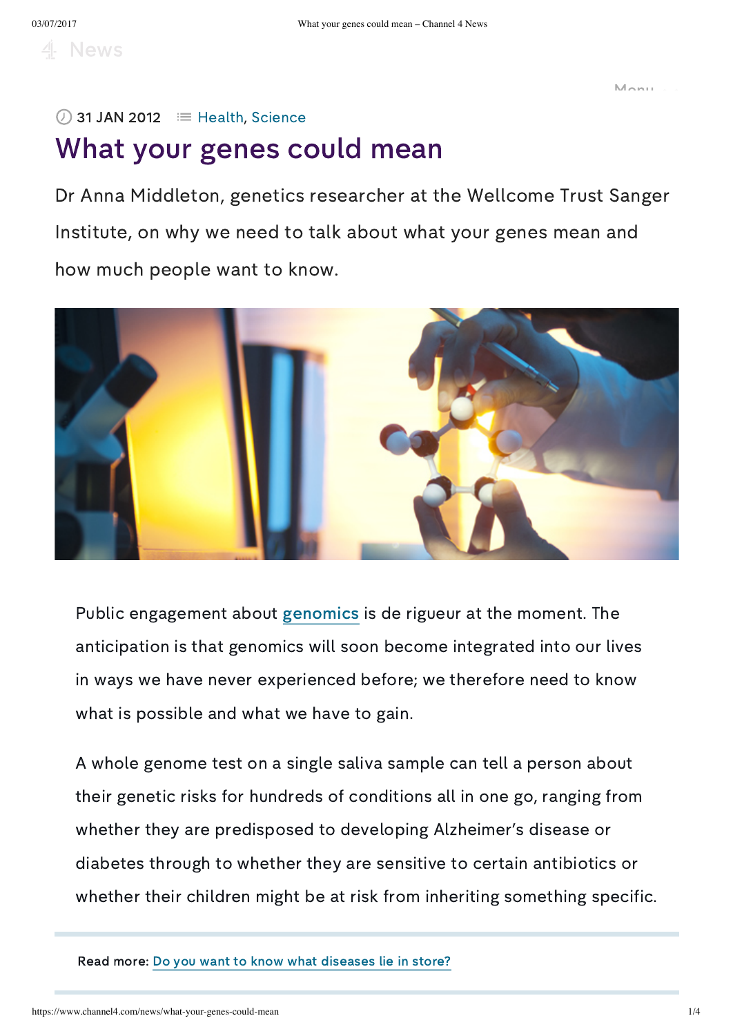31 JAN 2012 Health, Science

# What your genes could mean

Dr Anna Middleton, genetics researcher at the Wellcome Trust Sanger Institute, on why we need to talk about what your genes mean and how much people want to know.

Public engagement about genomics is de rigueur at the moment. The anticipation is that genomics will soon become integrated into our lives in ways we have never experienced before; we therefore need to know what is possible and what we have to gain.

A whole genome test on a single saliva sample can tell a person about their genetic risks for hundreds of conditions all in one go, ranging from whether they are predisposed to developing Alzheimer's disease or diabetes through to whether they are sensitive to certain antibiotics or whether their children might be at risk from inheriting something specific.

**Read more:** Do you want to know what diseases lie in store?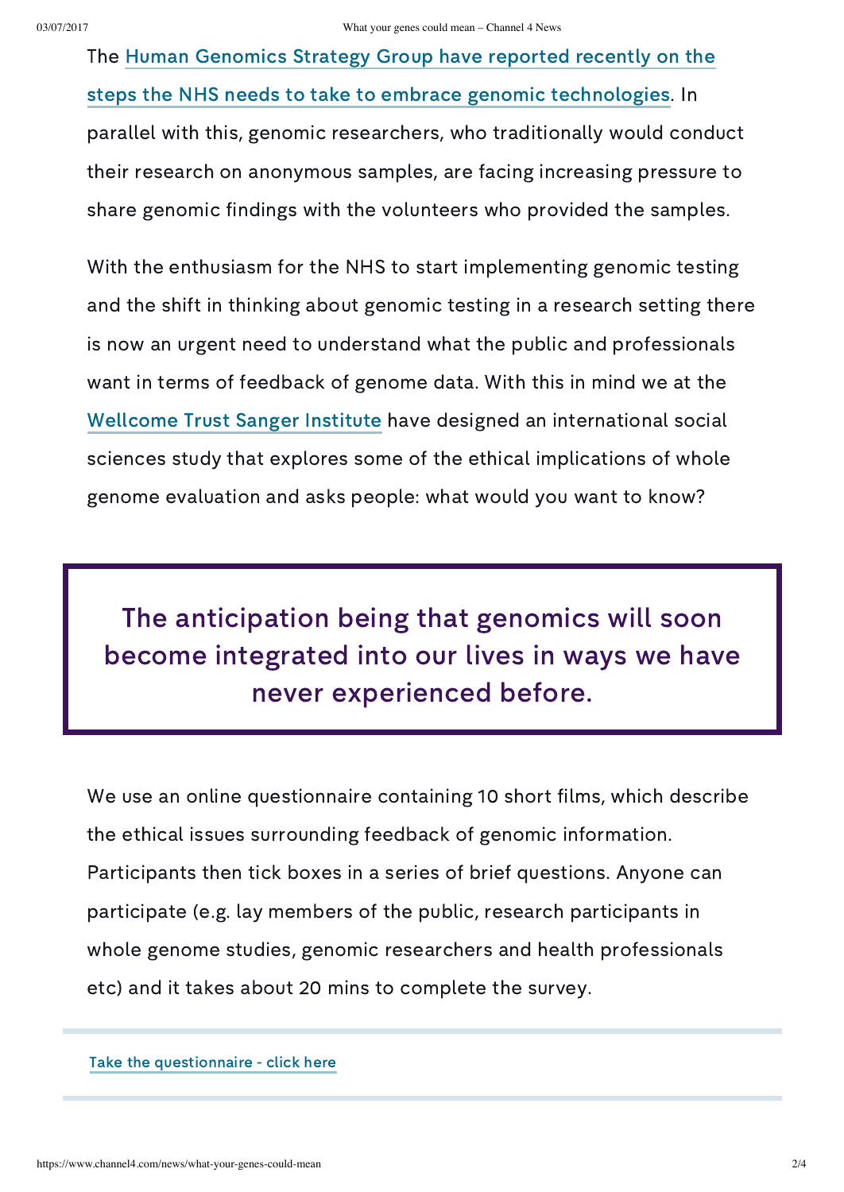The Human Genomics Strategy Group have reported recently on the steps the NHS needs to take to embrace genomic technologies. In parallel with this, genomic researchers, who traditionally would conduct their research on anonymous samples, are facing increasing pressure to share genomic findings with the volunteers who provided the samples.

With the enthusiasm for the NHS to start implementing genomic testing and the shift in thinking about genomic testing in a research setting there is now an urgent need to understand what the public and professionals want in terms of feedback of genome data. With this in mind we at the Wellcome Trust Sanger Institute have designed an international social sciences study that explores some of the ethical implications of whole genome evaluation and asks people: what would you want to know?

> The anticipation being that genomics will soon become integrated into our lives in ways we have never experienced before.

We use an online questionnaire containing 10 short films, which describe the ethical issues surrounding feedback of genomic information. Participants then tick boxes in a series of brief questions. Anyone can participate (e.g. lay members of the public, research participants in whole genome studies, genomic researchers and health professionals etc) and it takes about 20 mins to complete the survey.

Take the questionnaire - click here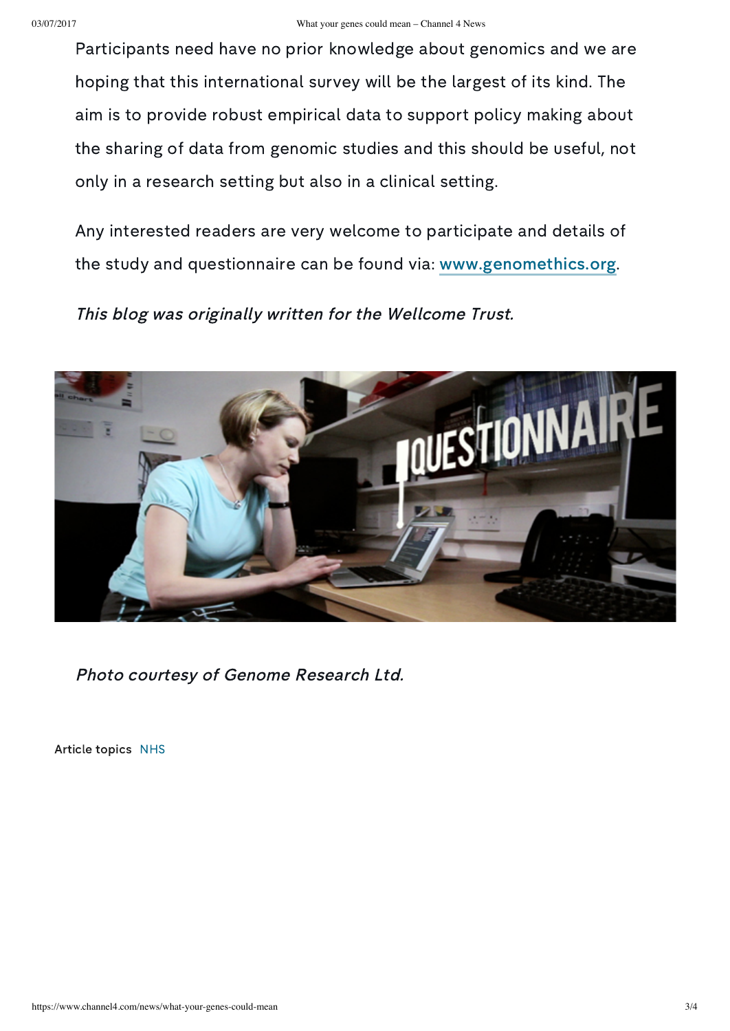Participants need have no prior knowledge about genomics and we are hoping that this international survey will be the largest of its kind. The aim is to provide robust empirical data to support policy making about the sharing of data from genomic studies and this should be useful, not only in a research setting but also in a clinical setting.

Any interested readers are very welcome to participate and details of the study and questionnaire can be found via: www.genomethics.org.

*This blog was originally written for the Wellcome Trust.*

*Photo courtesy of Genome Research Ltd.*

**Article topics** NHS